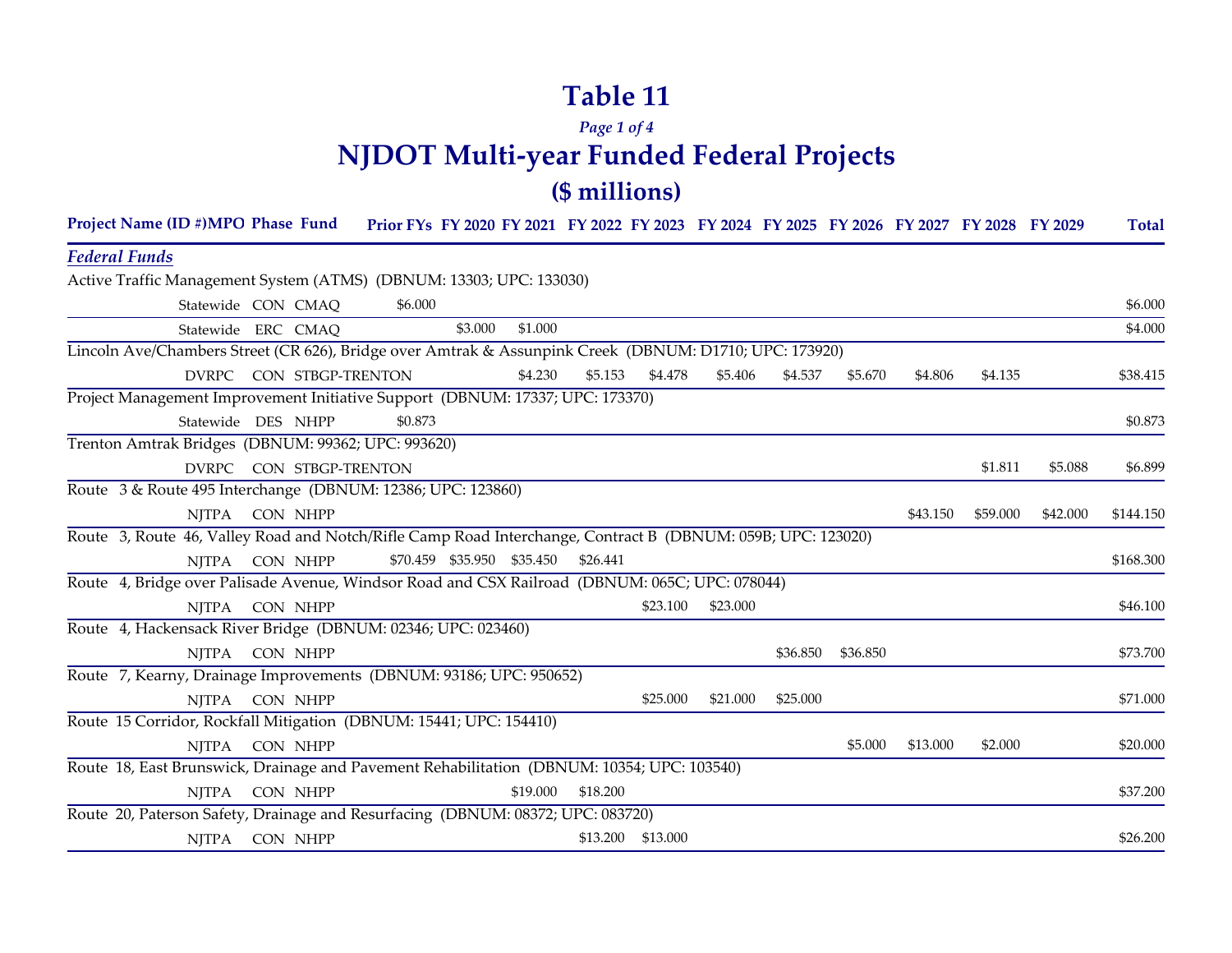# Table 11

*Page 1 of 4*

# NJDOT Multi-year Funded Federal Projects

## ($ millions)

| Project Name (ID #) | MPO | Phase | Fund | Prior FYs | FY 2020 | FY 2021 | FY 2022 | FY 2023 | FY 2024 | FY 2025 | FY 2026 | FY 2027 | FY 2028 | FY 2029 | Total |
|---|---|---|---|---|---|---|---|---|---|---|---|---|---|---|---|
| ***Federal Funds*** | | | | | | | | | | | | | | | |
| Active Traffic Management System (ATMS) (DBNUM: 13303; UPC: 133030) | | | | | | | | | | | | | | | |
| | Statewide | CON | CMAQ | $6.000 | | | | | | | | | | | $6.000 |
| | Statewide | ERC | CMAQ | | $3.000 | $1.000 | | | | | | | | | $4.000 |
| Lincoln Ave/Chambers Street (CR 626), Bridge over Amtrak & Assunpink Creek (DBNUM: D1710; UPC: 173920) | | | | | | | | | | | | | | | |
| | DVRPC | CON | STBGP-TRENTON | | | $4.230 | $5.153 | $4.478 | $5.406 | $4.537 | $5.670 | $4.806 | $4.135 | | $38.415 |
| Project Management Improvement Initiative Support (DBNUM: 17337; UPC: 173370) | | | | | | | | | | | | | | | |
| | Statewide | DES | NHPP | $0.873 | | | | | | | | | | | $0.873 |
| Trenton Amtrak Bridges (DBNUM: 99362; UPC: 993620) | | | | | | | | | | | | | | | |
| | DVRPC | CON | STBGP-TRENTON | | | | | | | | | | $1.811 | $5.088 | $6.899 |
| Route 3 & Route 495 Interchange (DBNUM: 12386; UPC: 123860) | | | | | | | | | | | | | | | |
| | NJTPA | CON | NHPP | | | | | | | | | $43.150 | $59.000 | $42.000 | $144.150 |
| Route 3, Route 46, Valley Road and Notch/Rifle Camp Road Interchange, Contract B (DBNUM: 059B; UPC: 123020) | | | | | | | | | | | | | | | |
| | NJTPA | CON | NHPP | $70.459 | $35.950 | $35.450 | $26.441 | | | | | | | | $168.300 |
| Route 4, Bridge over Palisade Avenue, Windsor Road and CSX Railroad (DBNUM: 065C; UPC: 078044) | | | | | | | | | | | | | | | |
| | NJTPA | CON | NHPP | | | | | $23.100 | $23.000 | | | | | | $46.100 |
| Route 4, Hackensack River Bridge (DBNUM: 02346; UPC: 023460) | | | | | | | | | | | | | | | |
| | NJTPA | CON | NHPP | | | | | | | $36.850 | $36.850 | | | | $73.700 |
| Route 7, Kearny, Drainage Improvements (DBNUM: 93186; UPC: 950652) | | | | | | | | | | | | | | | |
| | NJTPA | CON | NHPP | | | | | $25.000 | $21.000 | $25.000 | | | | | $71.000 |
| Route 15 Corridor, Rockfall Mitigation (DBNUM: 15441; UPC: 154410) | | | | | | | | | | | | | | | |
| | NJTPA | CON | NHPP | | | | | | | | $5.000 | $13.000 | $2.000 | | $20.000 |
| Route 18, East Brunswick, Drainage and Pavement Rehabilitation (DBNUM: 10354; UPC: 103540) | | | | | | | | | | | | | | | |
| | NJTPA | CON | NHPP | | | $19.000 | $18.200 | | | | | | | | $37.200 |
| Route 20, Paterson Safety, Drainage and Resurfacing (DBNUM: 08372; UPC: 083720) | | | | | | | | | | | | | | | |
| | NJTPA | CON | NHPP | | | | $13.200 | $13.000 | | | | | | | $26.200 |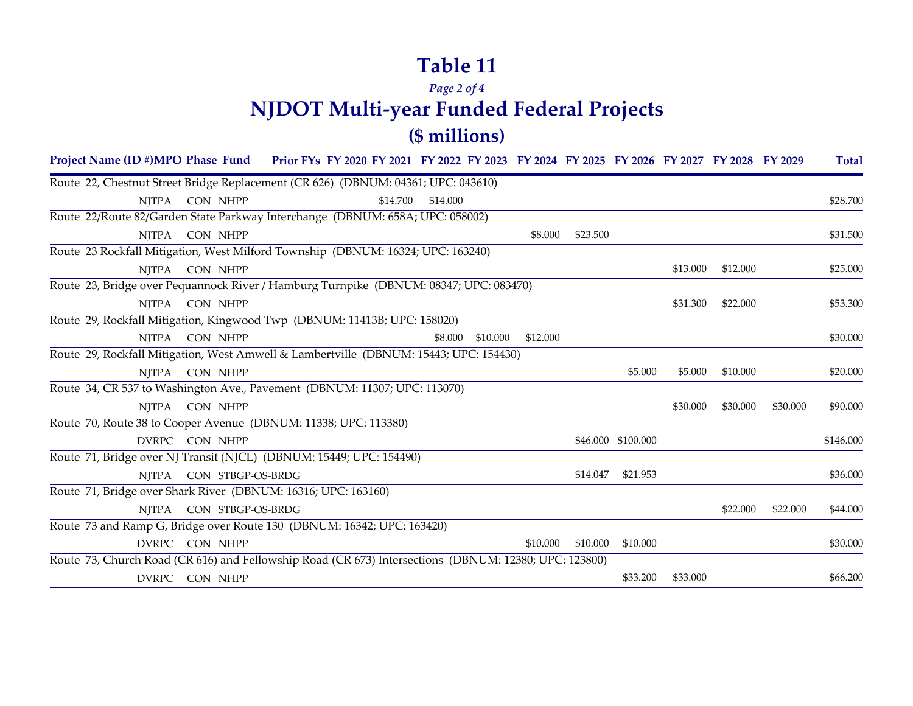# Table 11

*Page 2 of 4*

# NJDOT Multi-year Funded Federal Projects

## ($ millions)

| Project Name (ID #) | MPO | Phase | Fund | Prior FYs | FY 2020 | FY 2021 | FY 2022 | FY 2023 | FY 2024 | FY 2025 | FY 2026 | FY 2027 | FY 2028 | FY 2029 | Total |
|---|---|---|---|---|---|---|---|---|---|---|---|---|---|---|---|
| Route 22, Chestnut Street Bridge Replacement (CR 626) (DBNUM: 04361; UPC: 043610) | | | | | | | | | | | | | | | |
| | NJTPA | CON | NHPP | | | $14.700 | $14.000 | | | | | | | | $28.700 |
| Route 22/Route 82/Garden State Parkway Interchange (DBNUM: 658A; UPC: 058002) | | | | | | | | | | | | | | | |
| | NJTPA | CON | NHPP | | | | | | $8.000 | $23.500 | | | | | $31.500 |
| Route 23 Rockfall Mitigation, West Milford Township (DBNUM: 16324; UPC: 163240) | | | | | | | | | | | | | | | |
| | NJTPA | CON | NHPP | | | | | | | | | $13.000 | $12.000 | | $25.000 |
| Route 23, Bridge over Pequannock River / Hamburg Turnpike (DBNUM: 08347; UPC: 083470) | | | | | | | | | | | | | | | |
| | NJTPA | CON | NHPP | | | | | | | | | $31.300 | $22.000 | | $53.300 |
| Route 29, Rockfall Mitigation, Kingwood Twp (DBNUM: 11413B; UPC: 158020) | | | | | | | | | | | | | | | |
| | NJTPA | CON | NHPP | | | | $8.000 | $10.000 | $12.000 | | | | | | $30.000 |
| Route 29, Rockfall Mitigation, West Amwell & Lambertville (DBNUM: 15443; UPC: 154430) | | | | | | | | | | | | | | | |
| | NJTPA | CON | NHPP | | | | | | | | $5.000 | $5.000 | $10.000 | | $20.000 |
| Route 34, CR 537 to Washington Ave., Pavement (DBNUM: 11307; UPC: 113070) | | | | | | | | | | | | | | | |
| | NJTPA | CON | NHPP | | | | | | | | | $30.000 | $30.000 | $30.000 | $90.000 |
| Route 70, Route 38 to Cooper Avenue (DBNUM: 11338; UPC: 113380) | | | | | | | | | | | | | | | |
| | DVRPC | CON | NHPP | | | | | | | $46.000 | $100.000 | | | | $146.000 |
| Route 71, Bridge over NJ Transit (NJCL) (DBNUM: 15449; UPC: 154490) | | | | | | | | | | | | | | | |
| | NJTPA | CON | STBGP-OS-BRDG | | | | | | | $14.047 | $21.953 | | | | $36.000 |
| Route 71, Bridge over Shark River (DBNUM: 16316; UPC: 163160) | | | | | | | | | | | | | | | |
| | NJTPA | CON | STBGP-OS-BRDG | | | | | | | | | | $22.000 | $22.000 | $44.000 |
| Route 73 and Ramp G, Bridge over Route 130 (DBNUM: 16342; UPC: 163420) | | | | | | | | | | | | | | | |
| | DVRPC | CON | NHPP | | | | | | $10.000 | $10.000 | $10.000 | | | | $30.000 |
| Route 73, Church Road (CR 616) and Fellowship Road (CR 673) Intersections (DBNUM: 12380; UPC: 123800) | | | | | | | | | | | | | | | |
| | DVRPC | CON | NHPP | | | | | | | | $33.200 | $33.000 | | | $66.200 |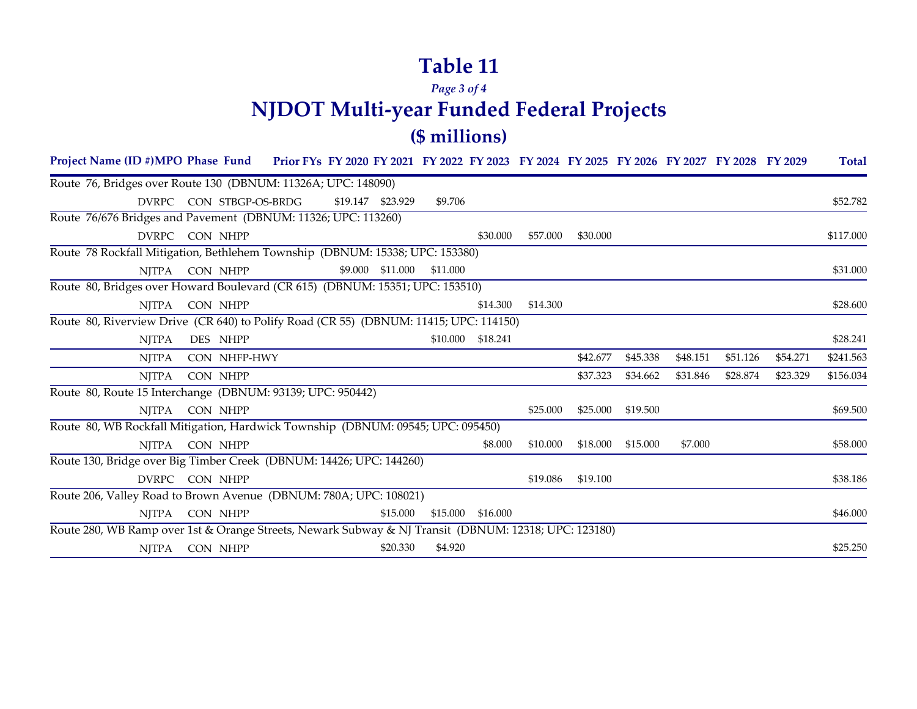# Table 11

*Page 3 of 4*

# NJDOT Multi-year Funded Federal Projects

## ($ millions)

| Project Name (ID #) | MPO | Phase | Fund | Prior FYs | FY 2020 | FY 2021 | FY 2022 | FY 2023 | FY 2024 | FY 2025 | FY 2026 | FY 2027 | FY 2028 | FY 2029 | Total |
|---|---|---|---|---|---|---|---|---|---|---|---|---|---|---|---|
| Route 76, Bridges over Route 130 (DBNUM: 11326A; UPC: 148090) | | | | | | | | | | | | | | | |
| | DVRPC | CON | STBGP-OS-BRDG | $19.147 | $23.929 | | $9.706 | | | | | | | | $52.782 |
| Route 76/676 Bridges and Pavement (DBNUM: 11326; UPC: 113260) | | | | | | | | | | | | | | | |
| | DVRPC | CON | NHPP | | | | | $30.000 | $57.000 | $30.000 | | | | | $117.000 |
| Route 78 Rockfall Mitigation, Bethlehem Township (DBNUM: 15338; UPC: 153380) | | | | | | | | | | | | | | | |
| | NJTPA | CON | NHPP | | $9.000 | $11.000 | $11.000 | | | | | | | | $31.000 |
| Route 80, Bridges over Howard Boulevard (CR 615) (DBNUM: 15351; UPC: 153510) | | | | | | | | | | | | | | | |
| | NJTPA | CON | NHPP | | | | | $14.300 | $14.300 | | | | | | $28.600 |
| Route 80, Riverview Drive (CR 640) to Polify Road (CR 55) (DBNUM: 11415; UPC: 114150) | | | | | | | | | | | | | | | |
| | NJTPA | DES | NHPP | | | | $10.000 | $18.241 | | | | | | | $28.241 |
| | NJTPA | CON | NHFP-HWY | | | | | | | $42.677 | $45.338 | $48.151 | $51.126 | $54.271 | $241.563 |
| | NJTPA | CON | NHPP | | | | | | | $37.323 | $34.662 | $31.846 | $28.874 | $23.329 | $156.034 |
| Route 80, Route 15 Interchange (DBNUM: 93139; UPC: 950442) | | | | | | | | | | | | | | | |
| | NJTPA | CON | NHPP | | | | | | $25.000 | $25.000 | $19.500 | | | | $69.500 |
| Route 80, WB Rockfall Mitigation, Hardwick Township (DBNUM: 09545; UPC: 095450) | | | | | | | | | | | | | | | |
| | NJTPA | CON | NHPP | | | | | $8.000 | $10.000 | $18.000 | $15.000 | $7.000 | | | $58.000 |
| Route 130, Bridge over Big Timber Creek (DBNUM: 14426; UPC: 144260) | | | | | | | | | | | | | | | |
| | DVRPC | CON | NHPP | | | | | | $19.086 | $19.100 | | | | | $38.186 |
| Route 206, Valley Road to Brown Avenue (DBNUM: 780A; UPC: 108021) | | | | | | | | | | | | | | | |
| | NJTPA | CON | NHPP | | | $15.000 | $15.000 | $16.000 | | | | | | | $46.000 |
| Route 280, WB Ramp over 1st & Orange Streets, Newark Subway & NJ Transit (DBNUM: 12318; UPC: 123180) | | | | | | | | | | | | | | | |
| | NJTPA | CON | NHPP | | | $20.330 | $4.920 | | | | | | | | $25.250 |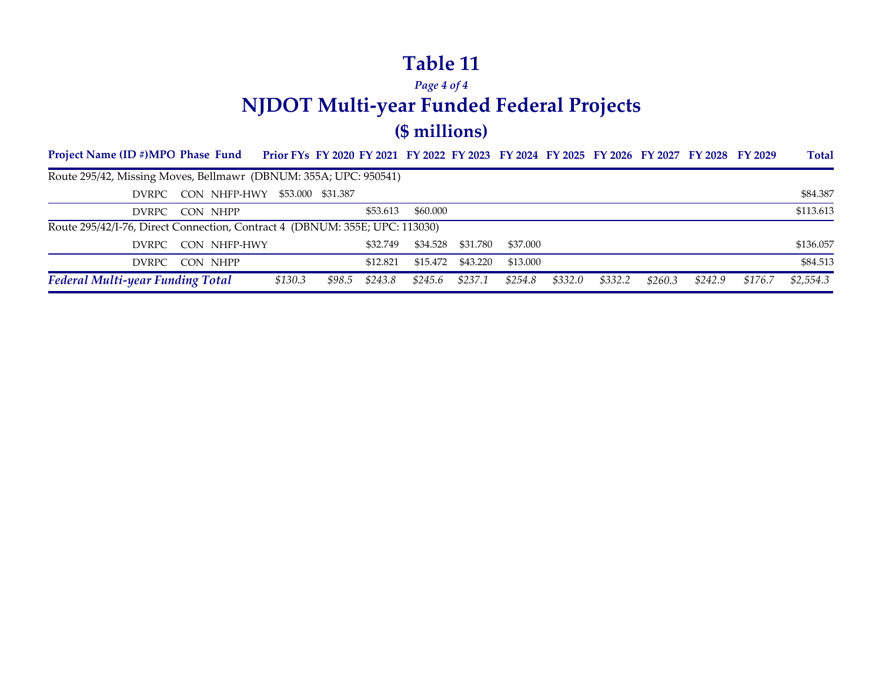# Table 11

*Page 4 of 4*

# NJDOT Multi-year Funded Federal Projects

## ($ millions)

| Project Name (ID #) | MPO | Phase | Fund | Prior FYs | FY 2020 | FY 2021 | FY 2022 | FY 2023 | FY 2024 | FY 2025 | FY 2026 | FY 2027 | FY 2028 | FY 2029 | Total |
|---|---|---|---|---|---|---|---|---|---|---|---|---|---|---|---|
| Route 295/42, Missing Moves, Bellmawr (DBNUM: 355A; UPC: 950541) | | | | | | | | | | | | | | | |
| | DVRPC | CON | NHFP-HWY | $53.000 | $31.387 | | | | | | | | | | $84.387 |
| | DVRPC | CON | NHPP | | | $53.613 | $60.000 | | | | | | | | $113.613 |
| Route 295/42/I-76, Direct Connection, Contract 4 (DBNUM: 355E; UPC: 113030) | | | | | | | | | | | | | | | |
| | DVRPC | CON | NHFP-HWY | | | $32.749 | $34.528 | $31.780 | $37.000 | | | | | | $136.057 |
| | DVRPC | CON | NHPP | | | $12.821 | $15.472 | $43.220 | $13.000 | | | | | | $84.513 |
| ***Federal Multi-year Funding Total*** | | | | *$130.3* | *$98.5* | *$243.8* | *$245.6* | *$237.1* | *$254.8* | *$332.0* | *$332.2* | *$260.3* | *$242.9* | *$176.7* | *$2,554.3* |